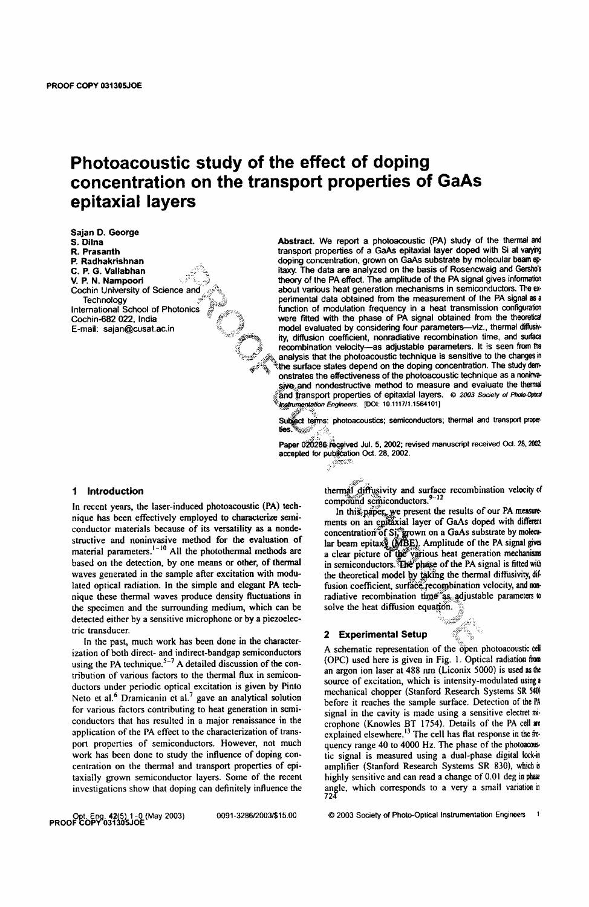# Photoacoustic study of the effect of doping concentration on the transport properties of GaAs epitaxial layers

**Sajan D. George**
**S. Dilna**
**R. Prasanth**
**P. Radhakrishnan**
**C. P. G. Vallabhan**
**V. P. N. Nampoori**
Cochin University of Science and Technology
International School of Photonics
Cochin-682 022, India
E-mail: sajan@cusat.ac.in

**Abstract.** We report a photoacoustic (PA) study of the thermal and transport properties of a GaAs epitaxial layer doped with Si at varying doping concentration, grown on GaAs substrate by molecular beam epitaxy. The data are analyzed on the basis of Rosencwaig and Gersho's theory of the PA effect. The amplitude of the PA signal gives information about various heat generation mechanisms in semiconductors. The experimental data obtained from the measurement of the PA signal as a function of modulation frequency in a heat transmission configuration were fitted with the phase of PA signal obtained from the theoretical model evaluated by considering four parameters—viz., thermal diffusivity, diffusion coefficient, nonradiative recombination time, and surface recombination velocity—as adjustable parameters. It is seen from the analysis that the photoacoustic technique is sensitive to the changes in the surface states depend on the doping concentration. The study demonstrates the effectiveness of the photoacoustic technique as a noninvasive and nondestructive method to measure and evaluate the thermal and transport properties of epitaxial layers. © 2003 Society of Photo-Optical Instrumentation Engineers. [DOI: 10.1117/1.1564101]

Subject terms: photoacoustics; semiconductors; thermal and transport properties.

Paper 020286 received Jul. 5, 2002; revised manuscript received Oct. 28, 2002; accepted for publication Oct. 28, 2002.

## 1 Introduction

In recent years, the laser-induced photoacoustic (PA) technique has been effectively employed to characterize semiconductor materials because of its versatility as a nondestructive and noninvasive method for the evaluation of material parameters.[1–10] All the photothermal methods are based on the detection, by one means or other, of thermal waves generated in the sample after excitation with modulated optical radiation. In the simple and elegant PA technique these thermal waves produce density fluctuations in the specimen and the surrounding medium, which can be detected either by a sensitive microphone or by a piezoelectric transducer.

In the past, much work has been done in the characterization of both direct- and indirect-bandgap semiconductors using the PA technique.[5–7] A detailed discussion of the contribution of various factors to the thermal flux in semiconductors under periodic optical excitation is given by Pinto Neto et al.[6] Dramicanin et al.[7] gave an analytical solution for various factors contributing to heat generation in semiconductors that has resulted in a major renaissance in the application of the PA effect to the characterization of transport properties of semiconductors. However, not much work has been done to study the influence of doping concentration on the thermal and transport properties of epitaxially grown semiconductor layers. Some of the recent investigations show that doping can definitely influence the thermal diffusivity and surface recombination velocity of compound semiconductors.[9–12]

In this paper, we present the results of our PA measurements on an epitaxial layer of GaAs doped with different concentration of Si grown on a GaAs substrate by molecular beam epitaxy (MBE). Amplitude of the PA signal gives a clear picture of the various heat generation mechanisms in semiconductors. The phase of the PA signal is fitted with the theoretical model by taking the thermal diffusivity, diffusion coefficient, surface recombination velocity, and nonradiative recombination time as adjustable parameters to solve the heat diffusion equation.

## 2 Experimental Setup

A schematic representation of the open photoacoustic cell (OPC) used here is given in Fig. 1. Optical radiation from an argon ion laser at 488 nm (Liconix 5000) is used as the source of excitation, which is intensity-modulated using a mechanical chopper (Stanford Research Systems SR 540) before it reaches the sample surface. Detection of the PA signal in the cavity is made using a sensitive electret microphone (Knowles BT 1754). Details of the PA cell are explained elsewhere.[13] The cell has flat response in the frequency range 40 to 4000 Hz. The phase of the photoacoustic signal is measured using a dual-phase digital lock-in amplifier (Stanford Research Systems SR 830), which is highly sensitive and can read a change of 0.01 deg in phase angle, which corresponds to a very a small variation in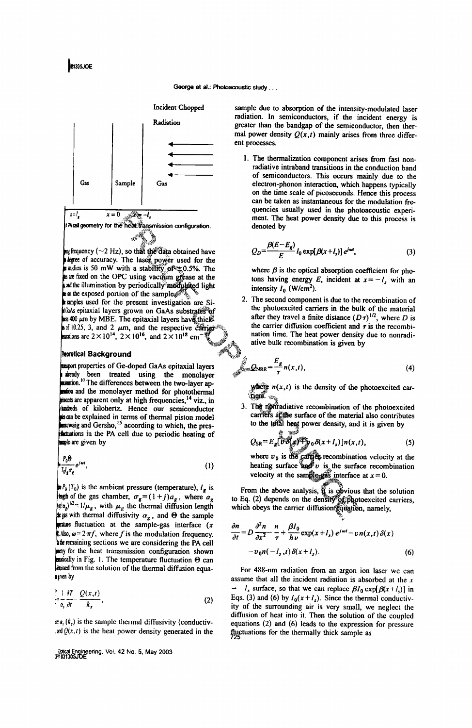Incident Chopped Radiation

Gas | Sample | Gas

$x = l_g$  $x = 0$  $x = -l_s$

Fig. 1 PA cell geometry for the heat transmission configuration.

ing frequency (~2 Hz), so that the data obtained have a degree of accuracy. The laser power used for the studies is 50 mW with a stability of ±0.5%. The samples are fixed on the OPC using vacuum grease at the ... and the illumination by periodically modulated light ... on the exposed portion of the sample.

The samples used for the present investigation are Si-doped GaAs epitaxial layers grown on GaAs substrates of ... 400 μm by MBE. The epitaxial layers have thicknesses of 10.25, 3, and 2 μm, and the respective carrier concentrations are $2\times10^{14}$, $2\times10^{16}$, and $2\times10^{18}$ $cm^{-3}$.

## Theoretical Background

Transport properties of Ge-doped GaAs epitaxial layers have already been treated using the monolayer approximation.[10] The differences between the two-layer approximation and the monolayer method for photothermal measurements are apparent only at high frequencies,[14] viz., in hundreds of kilohertz. Hence our semiconductor samples can be explained in terms of thermal piston model of Rosencwaig and Gersho,[15] according to which, the pressure fluctuations in the PA cell due to periodic heating of the sample are given by

$$
\delta P = \frac{P_0 \Theta}{T_0 l_g \sigma_g} e^{j\omega t}, \tag{1}
$$

where $P_0$ ($T_0$) is the ambient pressure (temperature), $l_g$ is the length of the gas chamber, $\sigma_g = (1+j)a_g$, where $a_g = (\pi f/\alpha_g)^{1/2} = 1/\mu_g$, with $\mu_g$ the thermal diffusion length of the gas with thermal diffusivity $\alpha_g$, and $\Theta$ the sample temperature fluctuation at the sample-gas interface ($x = 0$). Also, $\omega = 2\pi f$, where $f$ is the modulation frequency. In the remaining sections we are considering the PA cell geometry for the heat transmission configuration shown schematically in Fig. 1. The temperature fluctuation $\Theta$ can be obtained from the solution of the thermal diffusion equation given by

$$
\frac{\partial^2 T}{\partial x^2} = \frac{1}{\alpha_s}\frac{\partial T}{\partial t} - \frac{Q(x,t)}{k_s}, \tag{2}
$$

where $\alpha_s$ ($k_s$) is the sample thermal diffusivity (conductivity), and $Q(x,t)$ is the heat power density generated in the sample due to absorption of the intensity-modulated laser radiation. In semiconductors, if the incident energy is greater than the bandgap of the semiconductor, then thermal power density $Q(x,t)$ mainly arises from three different processes.

1. The thermalization component arises from fast nonradiative intraband transitions in the conduction band of semiconductors. This occurs mainly due to the electron-phonon interaction, which happens typically on the time scale of picoseconds. Hence this process can be taken as instantaneous for the modulation frequencies usually used in the photoacoustic experiment. The heat power density due to this process is denoted by

$$
Q_D = \frac{\beta(E-E_g)}{E} I_0 \exp[\beta(x+l_s)]\, e^{j\omega t}, \tag{3}
$$

where $\beta$ is the optical absorption coefficient for photons having energy $E$, incident at $x=-l_s$ with an intensity $I_0$ ($W/cm^2$).

2. The second component is due to the recombination of the photoexcited carriers in the bulk of the material after they travel a finite distance $(D\tau)^{1/2}$, where $D$ is the carrier diffusion coefficient and $\tau$ is the recombination time. The heat power density due to nonradiative bulk recombination is given by

$$
Q_{\mathrm{NRR}} = \frac{E_g}{\tau} n(x,t), \tag{4}
$$

where $n(x,t)$ is the density of the photoexcited carriers.

3. The nonradiative recombination of the photoexcited carriers at the surface of the material also contributes to the total heat power density, and it is given by

$$
Q_{\mathrm{SR}} = E_g[v\delta(x) + v_0\delta(x+l_s)]n(x,t), \tag{5}
$$

where $v_0$ is the carrier recombination velocity at the heating surface and $v$ is the surface recombination velocity at the sample-gas interface at $x=0$.

From the above analysis, it is obvious that the solution to Eq. (2) depends on the density of photoexcited carriers, which obeys the carrier diffusion equation, namely,

$$
\frac{\partial n}{\partial t} = D\frac{\partial^2 n}{\partial x^2} - \frac{n}{\tau} + \frac{\beta I_0}{h\nu}\exp(x+l_s)\, e^{j\omega t} - v n(x,t)\,\delta(x) - v_0 n(-l_s,t)\,\delta(x+l_s). \tag{6}
$$

For 488-nm radiation from an argon ion laser we can assume that all the incident radiation is absorbed at the $x=-l_s$ surface, so that we can replace $\beta I_0 \exp[\beta(x+l_s)]$ in Eqs. (3) and (6) by $I_0(x+l_s)$. Since the thermal conductivity of the surrounding air is very small, we neglect the diffusion of heat into it. Then the solution of the coupled equations (2) and (6) leads to the expression for pressure fluctuations for the thermally thick sample as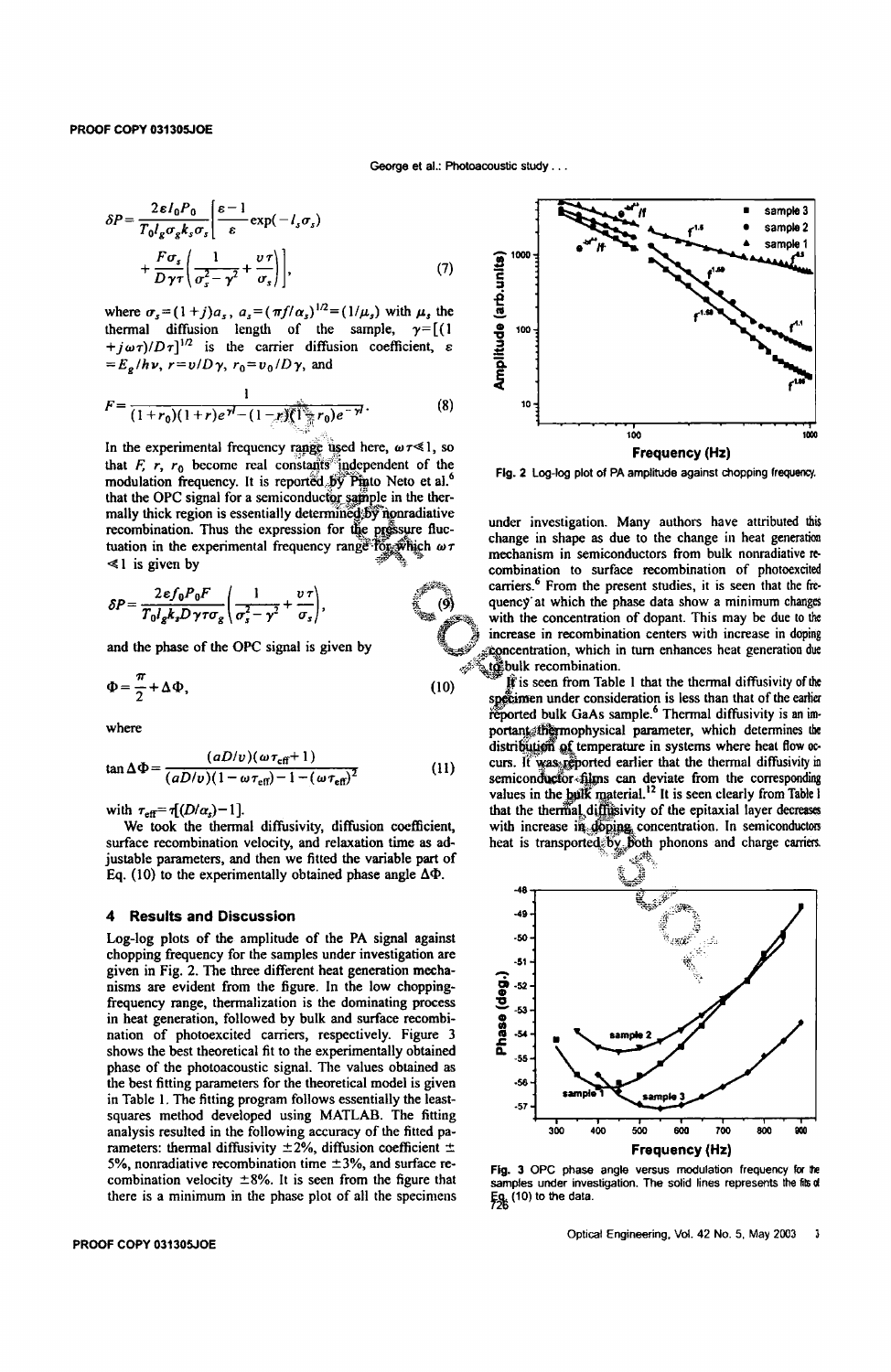$$\delta P = \frac{2\varepsilon I_0 P_0}{T_0 l_g \sigma_g k_s \sigma_s}\left[\frac{\varepsilon - 1}{\varepsilon}\exp(-l_s\sigma_s) + \frac{F\sigma_s}{D\gamma\tau}\left(\frac{1}{\sigma_s^2 - \gamma^2} + \frac{v\tau}{\sigma_s}\right)\right], \tag{7}$$

where $\sigma_s = (1+j)a_s$, $a_s = (\pi f/\alpha_s)^{1/2} = (1/\mu_s)$ with $\mu_s$ the thermal diffusion length of the sample, $\gamma = [(1+j\omega\tau)/D\tau]^{1/2}$ is the carrier diffusion coefficient, $\varepsilon = E_g/h\nu$, $r = v/D\gamma$, $r_0 = v_0/D\gamma$, and

$$F = \frac{1}{(1+r_0)(1+r)e^{\gamma l} - (1-r)(1-r_0)e^{-\gamma l}}. \tag{8}$$

In the experimental frequency range used here, $\omega\tau \ll 1$, so that $F$, $r$, $r_0$ become real constants independent of the modulation frequency. It is reported by Pinto Neto et al.[6] that the OPC signal for a semiconductor sample in the thermally thick region is essentially determined by nonradiative recombination. Thus the expression for the pressure fluctuation in the experimental frequency range for which $\omega\tau \ll 1$ is given by

$$\delta P = \frac{2\varepsilon f_0 P_0 F}{T_0 l_g k_s D\gamma\tau\sigma_g}\left(\frac{1}{\sigma_s^2 - \gamma^2} + \frac{v\tau}{\sigma_s}\right), \tag{9}$$

and the phase of the OPC signal is given by

$$\Phi = \frac{\pi}{2} + \Delta\Phi, \tag{10}$$

where

$$\tan\Delta\Phi = \frac{(aD/v)(\omega\tau_{\text{eff}} + 1)}{(aD/v)(1 - \omega\tau_{\text{eff}}) - 1 - (\omega\tau_{\text{eff}})^2} \tag{11}$$

with $\tau_{\text{eff}} = \tau[(D/\alpha_s) - 1]$.

We took the thermal diffusivity, diffusion coefficient, surface recombination velocity, and relaxation time as adjustable parameters, and then we fitted the variable part of Eq. (10) to the experimentally obtained phase angle $\Delta\Phi$.

## 4 Results and Discussion

Log-log plots of the amplitude of the PA signal against chopping frequency for the samples under investigation are given in Fig. 2. The three different heat generation mechanisms are evident from the figure. In the low chopping-frequency range, thermalization is the dominating process in heat generation, followed by bulk and surface recombination of photoexcited carriers, respectively. Figure 3 shows the best theoretical fit to the experimentally obtained phase of the photoacoustic signal. The values obtained as the best fitting parameters for the theoretical model is given in Table 1. The fitting program follows essentially the least-squares method developed using MATLAB. The fitting analysis resulted in the following accuracy of the fitted parameters: thermal diffusivity ±2%, diffusion coefficient ±5%, nonradiative recombination time ±3%, and surface recombination velocity ±8%. It is seen from the figure that there is a minimum in the phase plot of all the specimens under investigation. Many authors have attributed this change in shape as due to the change in heat generation mechanism in semiconductors from bulk nonradiative recombination to surface recombination of photoexcited carriers.[6] From the present studies, it is seen that the frequency at which the phase data show a minimum changes with the concentration of dopant. This may be due to the increase in recombination centers with increase in doping concentration, which in turn enhances heat generation due to bulk recombination.

It is seen from Table 1 that the thermal diffusivity of the specimen under consideration is less than that of the earlier reported bulk GaAs sample.[6] Thermal diffusivity is an important thermophysical parameter, which determines the distribution of temperature in systems where heat flow occurs. It was reported earlier that the thermal diffusivity in semiconductor films can deviate from the corresponding values in the bulk material.[12] It is seen clearly from Table 1 that the thermal diffusivity of the epitaxial layer decreases with increase in doping concentration. In semiconductors heat is transported by both phonons and charge carriers.

Fig. 2 Log-log plot of PA amplitude against chopping frequency.

Fig. 3 OPC phase angle versus modulation frequency for the samples under investigation. The solid lines represents the fits of Eq. (10) to the data.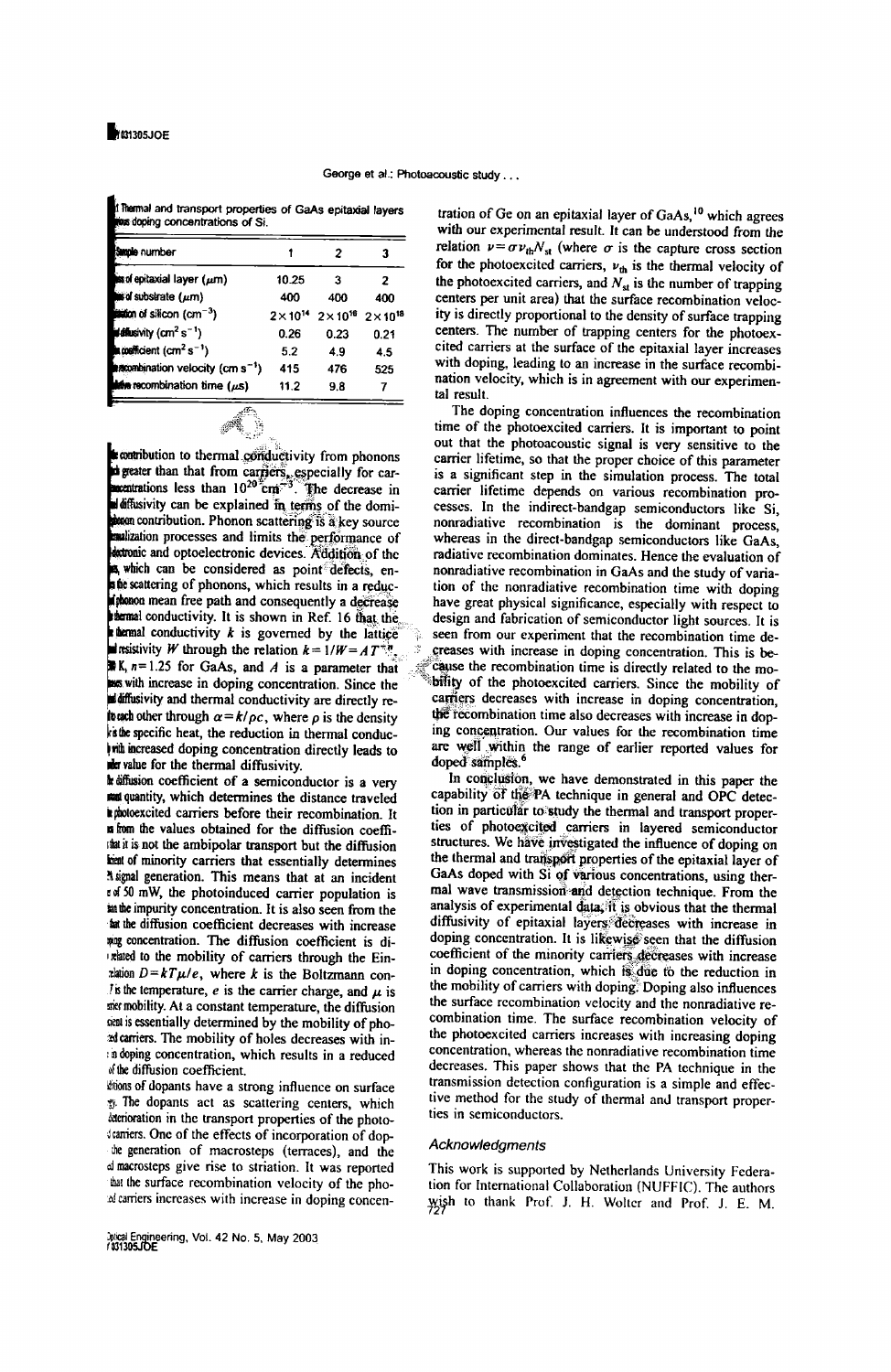Table 1 Thermal and transport properties of GaAs epitaxial layers with various doping concentrations of Si.

| Sample number | 1 | 2 | 3 |
|---|---|---|---|
| Thickness of epitaxial layer (μm) | 10.25 | 3 | 2 |
| Thickness of substrate (μm) | 400 | 400 | 400 |
| Concentration of silicon ($cm^{-3}$) | $2\times10^{14}$ | $2\times10^{16}$ | $2\times10^{18}$ |
| Thermal diffusivity ($cm^2 s^{-1}$) | 0.26 | 0.23 | 0.21 |
| Diffusion coefficient ($cm^2 s^{-1}$) | 5.2 | 4.9 | 4.5 |
| Surface recombination velocity ($cm\ s^{-1}$) | 415 | 476 | 525 |
| Nonradiative recombination time (μs) | 11.2 | 9.8 | 7 |

the contribution to thermal conductivity from phonons is much greater than that from carriers, especially for carrier concentrations less than $10^{20} cm^{-3}$. The decrease in thermal diffusivity can be explained in terms of the dominant phonon contribution. Phonon scattering is a key source of thermalization processes and limits the performance of electronic and optoelectronic devices. Addition of the dopants, which can be considered as point defects, enhances the scattering of phonons, which results in a reduction of phonon mean free path and consequently a decrease in thermal conductivity. It is shown in Ref. 16 that the thermal conductivity $k$ is governed by the lattice thermal resistivity $W$ through the relation $k=1/W=AT^{-n}$, at 300 K, $n=1.25$ for GaAs, and $A$ is a parameter that decreases with increase in doping concentration. Since the thermal diffusivity and thermal conductivity are directly related to each other through $\alpha=k/\rho c$, where $\rho$ is the density and $c$ is the specific heat, the reduction in thermal conductivity with increased doping concentration directly leads to a smaller value for the thermal diffusivity.

The diffusion coefficient of a semiconductor is a very important quantity, which determines the distance traveled by the photoexcited carriers before their recombination. It is seen from the values obtained for the diffusion coefficient that it is not the ambipolar transport but the diffusion coefficient of minority carriers that essentially determines the PA signal generation. This means that at an incident power of 50 mW, the photoinduced carrier population is less than the impurity concentration. It is also seen from the table that the diffusion coefficient decreases with increase in doping concentration. The diffusion coefficient is directly related to the mobility of carriers through the Einstein relation $D=kT\mu/e$, where $k$ is the Boltzmann constant, $T$ is the temperature, $e$ is the carrier charge, and $\mu$ is the carrier mobility. At a constant temperature, the diffusion coefficient is essentially determined by the mobility of photoexcited carriers. The mobility of holes decreases with increase in doping concentration, which results in a reduced value of the diffusion coefficient.

Additions of dopants have a strong influence on surface quality. The dopants act as scattering centers, which cause deterioration in the transport properties of the photoexcited carriers. One of the effects of incorporation of dopants is the generation of macrosteps (terraces), and the bunched macrosteps give rise to striation. It was reported that the surface recombination velocity of the photoexcited carriers increases with increase in doping concentration of Ge on an epitaxial layer of GaAs,[10] which agrees with our experimental result. It can be understood from the relation $\nu=\sigma v_{th}N_{st}$ (where $\sigma$ is the capture cross section for the photoexcited carriers, $v_{th}$ is the thermal velocity of the photoexcited carriers, and $N_{st}$ is the number of trapping centers per unit area) that the surface recombination velocity is directly proportional to the density of surface trapping centers. The number of trapping centers for the photoexcited carriers at the surface of the epitaxial layer increases with doping, leading to an increase in the surface recombination velocity, which is in agreement with our experimental result.

The doping concentration influences the recombination time of the photoexcited carriers. It is important to point out that the photoacoustic signal is very sensitive to the carrier lifetime, so that the proper choice of this parameter is a significant step in the simulation process. The total carrier lifetime depends on various recombination processes. In the indirect-bandgap semiconductors like Si, nonradiative recombination is the dominant process, whereas in the direct-bandgap semiconductors like GaAs, radiative recombination dominates. Hence the evaluation of nonradiative recombination in GaAs and the study of variation of the nonradiative recombination time with doping have great physical significance, especially with respect to design and fabrication of semiconductor light sources. It is seen from our experiment that the recombination time decreases with increase in doping concentration. This is because the recombination time is directly related to the mobility of the photoexcited carriers. Since the mobility of carriers decreases with increase in doping concentration, the recombination time also decreases with increase in doping concentration. Our values for the recombination time are well within the range of earlier reported values for doped samples.[6]

In conclusion, we have demonstrated in this paper the capability of the PA technique in general and OPC detection in particular to study the thermal and transport properties of photoexcited carriers in layered semiconductor structures. We have investigated the influence of doping on the thermal and transport properties of the epitaxial layer of GaAs doped with Si of various concentrations, using thermal wave transmission and detection technique. From the analysis of experimental data, it is obvious that the thermal diffusivity of epitaxial layers decreases with increase in doping concentration. It is likewise seen that the diffusion coefficient of the minority carriers decreases with increase in doping concentration, which is due to the reduction in the mobility of carriers with doping. Doping also influences the surface recombination velocity and the nonradiative recombination time. The surface recombination velocity of the photoexcited carriers increases with increasing doping concentration, whereas the nonradiative recombination time decreases. This paper shows that the PA technique in the transmission detection configuration is a simple and effective method for the study of thermal and transport properties in semiconductors.

## Acknowledgments

This work is supported by Netherlands University Federation for International Collaboration (NUFFIC). The authors wish to thank Prof. J. H. Wolter and Prof. J. E. M.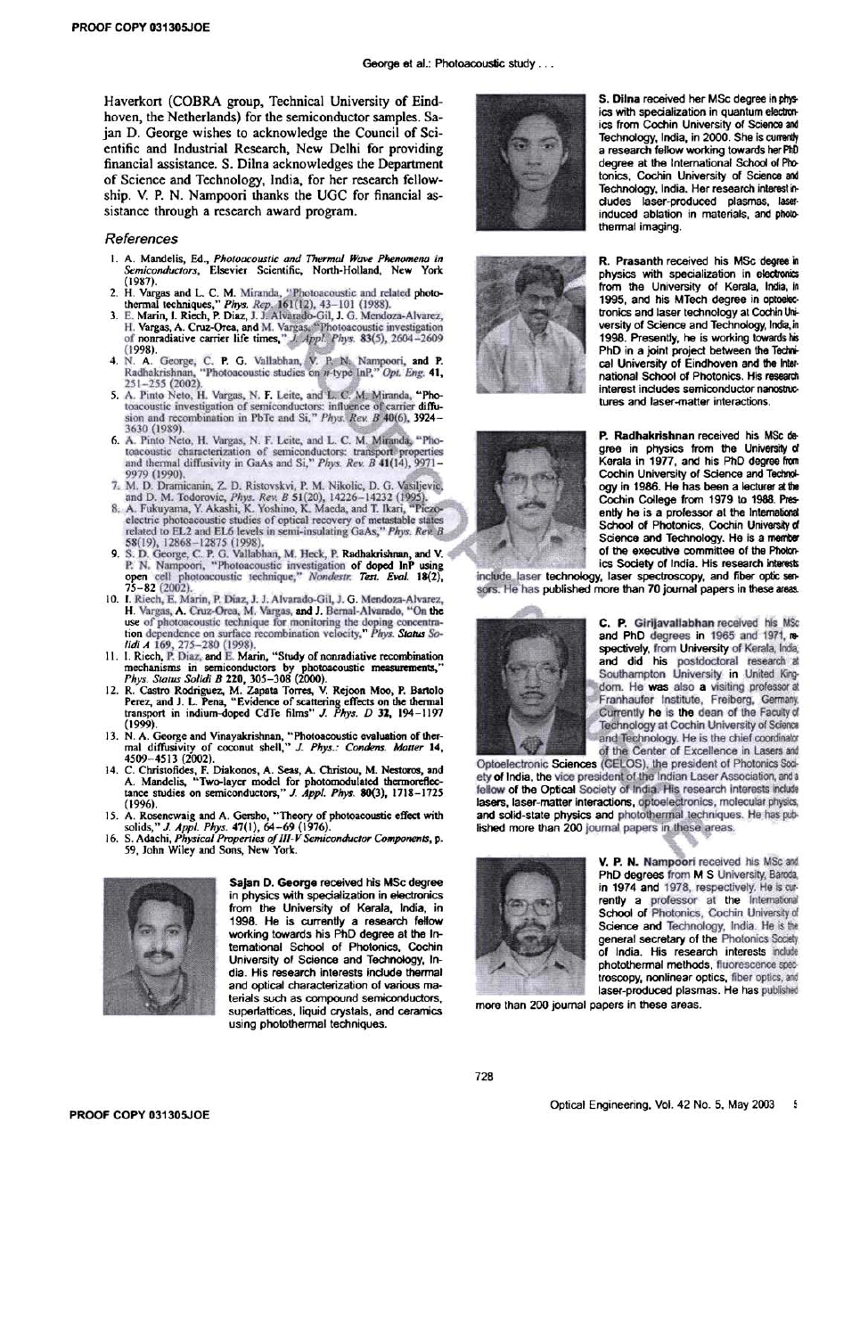Haverkort (COBRA group, Technical University of Eindhoven, the Netherlands) for the semiconductor samples. Sajan D. George wishes to acknowledge the Council of Scientific and Industrial Research, New Delhi for providing financial assistance. S. Dilna acknowledges the Department of Science and Technology, India, for her research fellowship. V. P. N. Nampoori thanks the UGC for financial assistance through a research award program.

### References

1. A. Mandelis, Ed., *Photoacoustic and Thermal Wave Phenomena in Semiconductors*, Elsevier Scientific, North-Holland, New York (1987).
2. H. Vargas and L. C. M. Miranda, "Photoacoustic and related photothermal techniques," *Phys. Rep.* **161**(12), 43–101 (1988).
3. E. Marin, I. Riech, P. Diaz, J. J. Alvarado-Gil, J. G. Mendoza-Alvarez, H. Vargas, A. Cruz-Orea, and M. Vargas, "Photoacoustic investigation of nonradiative carrier life times," *J. Appl. Phys.* **83**(5), 2604–2609 (1998).
4. N. A. George, C. P. G. Vallabhan, V. P. N. Nampoori, and P. Radhakrishnan, "Photoacoustic studies on *n*-type InP," *Opt. Eng.* **41**, 251–255 (2002).
5. A. Pinto Neto, H. Vargas, N. F. Leite, and L. C. M. Miranda, "Photoacoustic investigation of semiconductors: influence of carrier diffusion and recombination in PbTe and Si," *Phys. Rev. B* **40**(6), 3924–3630 (1989).
6. A. Pinto Neto, H. Vargas, N. F. Leite, and L. C. M. Miranda, "Photoacoustic characterization of semiconductors: transport properties and thermal diffusivity in GaAs and Si," *Phys. Rev. B* **41**(14), 9971–9979 (1990).
7. M. D. Dramicanin, Z. D. Ristovskvi, P. M. Nikolic, D. G. Vasiljevic, and D. M. Todorovic, *Phys. Rev. B* **51**(20), 14226–14232 (1995).
8. A. Fukuyama, Y. Akashi, K. Yoshino, K. Maeda, and T. Ikari, "Piezoelectric photoacoustic studies of optical recovery of metastable states related to EL2 and EL6 levels in semi-insulating GaAs," *Phys. Rev. B* **58**(19), 12868–12875 (1998).
9. S. D. George, C. P. G. Vallabhan, M. Heck, P. Radhakrishnan, and V. P. N. Nampoori, "Photoacoustic investigation of doped InP using open cell photoacoustic technique," *Nondestr. Test. Eval.* **18**(2), 75–82 (2002).
10. I. Riech, E. Marin, P. Diaz, J. J. Alvarado-Gil, J. G. Mendoza-Alvarez, H. Vargas, A. Cruz-Orea, M. Vargas, and J. Bernal-Alvarado, "On the use of photoacoustic technique for monitoring the doping concentration dependence on surface recombination velocity," *Phys. Status Solidi A* **169**, 275–280 (1998).
11. I. Riech, P. Diaz, and E. Marin, "Study of nonradiative recombination mechanisms in semiconductors by photoacoustic measurements," *Phys. Status Solidi B* **220**, 305–308 (2000).
12. R. Castro Rodriguez, M. Zapata Torres, V. Rejoon Moo, P. Bartolo Perez, and J. L. Pena, "Evidence of scattering effects on the thermal transport in indium-doped CdTe films" *J. Phys. D* **32**, 194–1197 (1999).
13. N. A. George and Vinayakrishnan, "Photoacoustic evaluation of thermal diffusivity of coconut shell," *J. Phys.: Condens. Matter* **14**, 4509–4513 (2002).
14. C. Christofides, F. Diakonos, A. Seas, A. Christou, M. Nestoros, and A. Mandelis, "Two-layer model for photomodulated thermoreflectance studies on semiconductors," *J. Appl. Phys.* **80**(3), 1718–1725 (1996).
15. A. Rosencwaig and A. Gersho, "Theory of photoacoustic effect with solids," *J. Appl. Phys.* **47**(1), 64–69 (1976).
16. S. Adachi, *Physical Properties of III-V Semiconductor Components*, p. 59, John Wiley and Sons, New York.

**Sajan D. George** received his MSc degree in physics with specialization in electronics from the University of Kerala, India, in 1998. He is currently a research fellow working towards his PhD degree at the International School of Photonics, Cochin University of Science and Technology, India. His research interests include thermal and optical characterization of various materials such as compound semiconductors, superlattices, liquid crystals, and ceramics using photothermal techniques.

**S. Dilna** received her MSc degree in physics with specialization in quantum electronics from Cochin University of Science and Technology, India, in 2000. She is currently a research fellow working towards her PhD degree at the International School of Photonics, Cochin University of Science and Technology, India. Her research interest includes laser-produced plasmas, laser-induced ablation in materials, and photothermal imaging.

**R. Prasanth** received his MSc degree in physics with specialization in electronics from the University of Kerala, India, in 1995, and his MTech degree in optoelectronics and laser technology at Cochin University of Science and Technology, India, in 1998. Presently, he is working towards his PhD in a joint project between the Technical University of Eindhoven and the International School of Photonics. His research interest includes semiconductor nanostructures and laser-matter interactions.

**P. Radhakrishnan** received his MSc degree in physics from the University of Kerala in 1977, and his PhD degree from Cochin University of Science and Technology in 1986. He has been a lecturer at the Cochin College from 1979 to 1988. Presently he is a professor at the International School of Photonics, Cochin University of Science and Technology. He is a member of the executive committee of the Photonics Society of India. His research interests include laser technology, laser spectroscopy, and fiber optic sensors. He has published more than 70 journal papers in these areas.

**C. P. Girijavallabhan** received his MSc and PhD degrees in 1965 and 1971, respectively, from University of Kerala, India, and did his postdoctoral research at Southampton University in United Kingdom. He was also a visiting professor at Franhaufer Institute, Freiberg, Germany. Currently he is the dean of the Faculty of Technology at Cochin University of Science and Technology. He is the chief coordinator of the Center of Excellence in Lasers and Optoelectronic Sciences (CELOS), the president of Photonics Society of India, the vice president of the Indian Laser Association, and a fellow of the Optical Society of India. His research interests include lasers, laser-matter interactions, optoelectronics, molecular physics, and solid-state physics and photothermal techniques. He has published more than 200 journal papers in these areas.

**V. P. N. Nampoori** received his MSc and PhD degrees from M S University, Baroda, in 1974 and 1978, respectively. He is currently a professor at the International School of Photonics, Cochin University of Science and Technology, India. He is the general secretary of the Photonics Society of India. His research interests include photothermal methods, fluorescence spectroscopy, nonlinear optics, fiber optics, and laser-produced plasmas. He has published more than 200 journal papers in these areas.